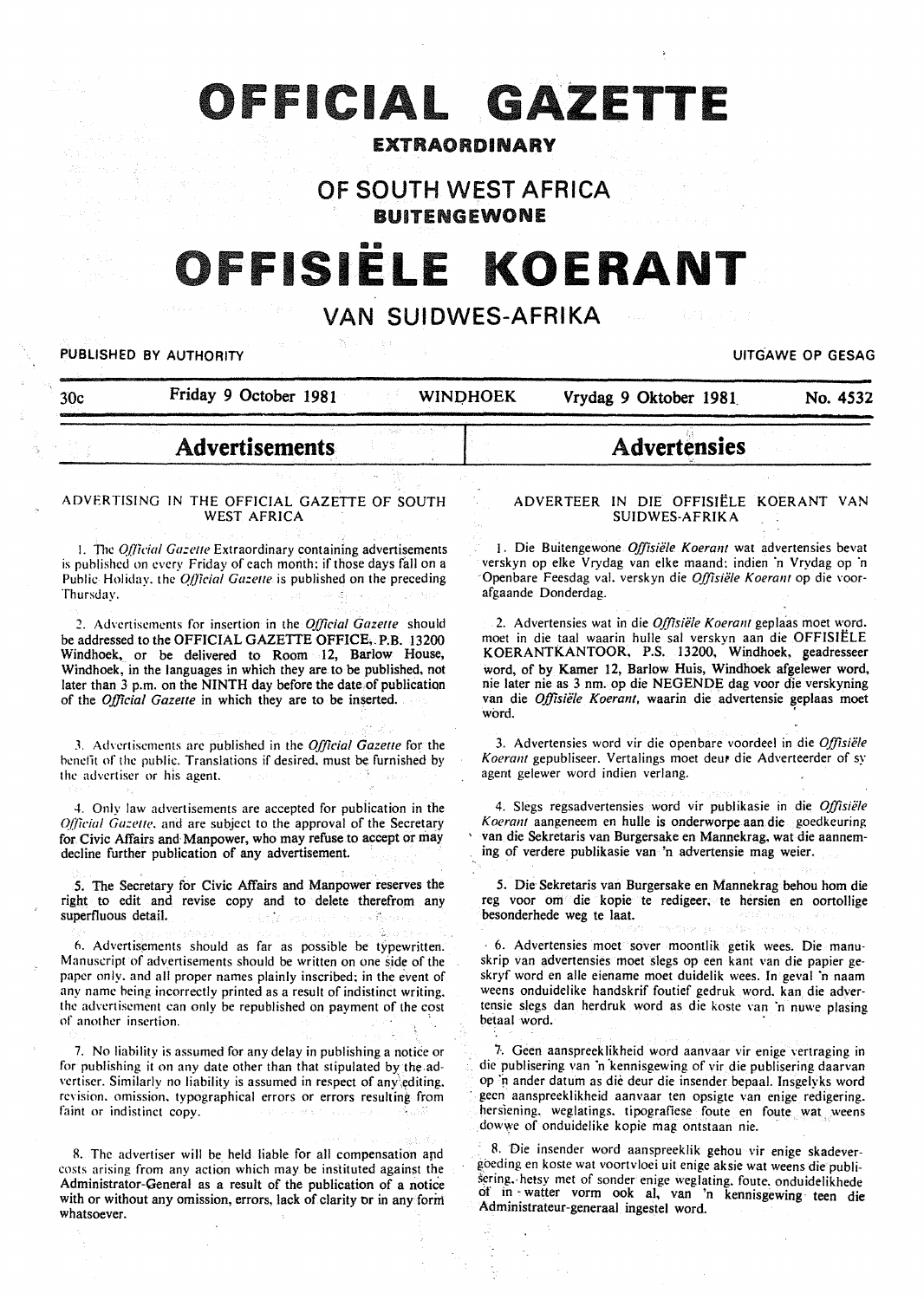# OFFICIAL GAZETTE

## EXTRAORDINARY

# OF SOUTH WEST AFRICA

## BUITENGEWONE

# OFFISIËLE KOERANT

# VAN SUIDWES-AFRIKA

PUBLISHED BY AUTHORITY — UITGAWE OP GESAG

30c — Friday 9 October 1981 — WINDHOEK — Vrydag 9 Oktober 1981 — No. 4532

## Advertisements

### ADVERTISING IN THE OFFICIAL GAZETTE OF SOUTH WEST AFRICA

1. The *Official Gazette* Extraordinary containing advertisements is published on every Friday of each month; if those days fall on a Public Holiday, the *Official Gazette* is published on the preceding Thursday.

2. Advertisements for insertion in the *Official Gazette* should be addressed to the OFFICIAL GAZETTE OFFICE, P.B. 13200 Windhoek, or be delivered to Room 12, Barlow House, Windhoek, in the languages in which they are to be published, not later than 3 p.m. on the NINTH day before the date of publication of the *Official Gazette* in which they are to be inserted.

3. Advertisements are published in the *Official Gazette* for the benefit of the public. Translations if desired, must be furnished by the advertiser or his agent.

4. Only law advertisements are accepted for publication in the *Official Gazette*, and are subject to the approval of the Secretary for Civic Affairs and Manpower, who may refuse to accept or may decline further publication of any advertisement.

5. The Secretary for Civic Affairs and Manpower reserves the right to edit and revise copy and to delete therefrom any superfluous detail.

6. Advertisements should as far as possible be typewritten. Manuscript of advertisements should be written on one side of the paper only, and all proper names plainly inscribed; in the event of any name being incorrectly printed as a result of indistinct writing, the advertisement can only be republished on payment of the cost of another insertion.

7. No liability is assumed for any delay in publishing a notice or for publishing it on any date other than that stipulated by the advertiser. Similarly no liability is assumed in respect of any editing, revision, omission, typographical errors or errors resulting from faint or indistinct copy.

8. The advertiser will be held liable for all compensation and costs arising from any action which may be instituted against the Administrator-General as a result of the publication of a notice with or without any omission, errors, lack of clarity or in any form whatsoever.

## Advertensies

### ADVERTEER IN DIE OFFISIËLE KOERANT VAN SUIDWES-AFRIKA

1. Die Buitengewone *Offisiële Koerant* wat advertensies bevat verskyn op elke Vrydag van elke maand; indien 'n Vrydag op 'n Openbare Feesdag val, verskyn die *Offisiële Koerant* op die voorafgaande Donderdag.

2. Advertensies wat in die *Offisiële Koerant* geplaas moet word, moet in die taal waarin hulle sal verskyn aan die OFFISIËLE KOERANTKANTOOR, P.S. 13200, Windhoek, geadresseer word, of by Kamer 12, Barlow Huis, Windhoek afgelewer word, nie later nie as 3 nm. op die NEGENDE dag voor die verskyning van die *Offisiële Koerant*, waarin die advertensie geplaas moet word.

3. Advertensies word vir die openbare voordeel in die *Offisiële Koerant* gepubliseer. Vertalings moet deur die Adverteerder of sy agent gelewer word indien verlang.

4. Slegs regsadvertensies word vir publikasie in die *Offisiële Koerant* aangeneem en hulle is onderworpe aan die goedkeuring van die Sekretaris van Burgersake en Mannekrag, wat die aanneming of verdere publikasie van 'n advertensie mag weier.

5. Die Sekretaris van Burgersake en Mannekrag behou hom die reg voor om die kopie te redigeer, te hersien en oortollige besonderhede weg te laat.

6. Advertensies moet sover moontlik getik wees. Die manuskrip van advertensies moet slegs op een kant van die papier geskryf word en alle eiename moet duidelik wees. In geval 'n naam weens onduidelike handskrif foutief gedruk word, kan die advertensie slegs dan herdruk word as die koste van 'n nuwe plasing betaal word.

7. Geen aanspreeklikheid word aanvaar vir enige vertraging in die publisering van 'n kennisgewing of vir die publisering daarvan op 'n ander datum as die deur die insender bepaal. Insgelyks word geen aanspreeklikheid aanvaar ten opsigte van enige redigering, hersiening, weglatings, tipografiese foute en foute wat weens dowwe of onduidelike kopie mag ontstaan nie.

8. Die insender word aanspreeklik gehou vir enige skadevergoeding en koste wat voortvloei uit enige aksie wat weens die publisering, hetsy met of sonder enige weglating, foute, onduidelikhede of in watter vorm ook al, van 'n kennisgewing teen die Administrateur-generaal ingestel word.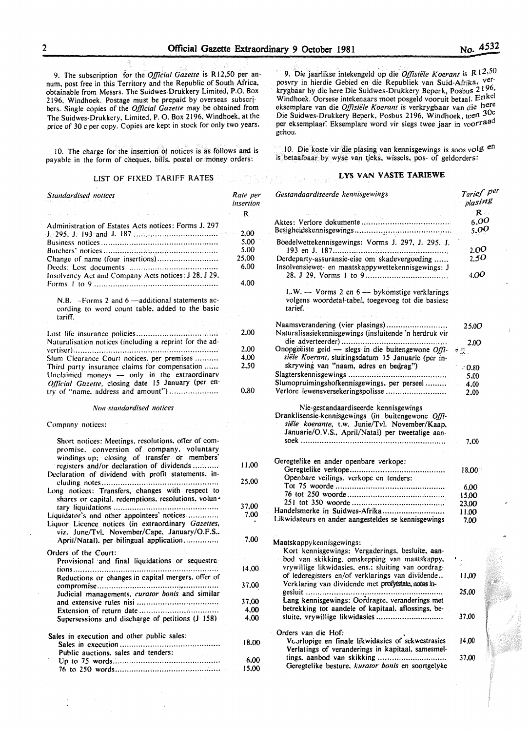9. The subscription for the *Official Gazette* is R12,50 per annum, post free in this Territory and the Republic of South Africa, obtainable from Messrs. The Suidwes-Drukkery Limited, P.O. Box 2196, Windhoek. Postage must be prepaid by overseas subscribers. Single copies of the *Official Gazette* may be obtained from The Suidwes-Drukkery, Limited, P. O. Box 2196, Windhoek, at the price of 30 c per copy. Copies are kept in stock for only two years.

10. The charge for the insertion of notices is as follows and is payable in the form of cheques, bills, postal or money orders:

## LIST OF FIXED TARIFF RATES

| *Standardised notices* | *Rate per insertion* |
|---|---|
| | R |
| Administration of Estates Acts notices: Forms J. 297 J. 295, J. 193 and J. 187 | 2,00 |
| Business notices | 5,00 |
| Butchers' notices | 5,00 |
| Change of name (four insertions) | 25,00 |
| Deeds: Lost documents | 6,00 |
| Insolvency Act and Company Acts notices: J 28, J 29, Forms 1 to 9 | 4,00 |
| N.B. — Forms 2 and 6 — additional statements according to word count table, added to the basic tariff. | |
| Lost life insurance policies | 2,00 |
| Naturalisation notices (including a reprint for the advertiser) | 2,00 |
| Slum Clearance Court notices, per premises | 4,00 |
| Third party insurance claims for compensation | 2,50 |
| Unclaimed moneys — only in the extraordinary *Official Gazette*, closing date 15 January (per entry of "name, address and amount") | 0,80 |

*Non standardised notices*

| Company notices: | |
|---|---|
| Short notices: Meetings, resolutions, offer of compromise, conversion of company, voluntary windings up; closing of transfer or members' registers and/or declaration of dividends | 11,00 |
| Declaration of dividend with profit statements, including notes | 25,00 |
| Long notices: Transfers, changes with respect to shares or capital, redemptions, resolutions, voluntary liquidations | 37,00 |
| Liquidator's and other appointees' notices | 7,00 |
| Liquor Licence notices (in extraordinary *Gazettes*, viz. June/Tvl. November/Cape, January/O.F.S., April/Natal), per bilingual application | 7,00 |
| Orders of the Court: | |
| Provisional and final liquidations or sequestrations | 14,00 |
| Reductions or changes in capital mergers, offer of compromise | 37,00 |
| Judicial managements, *curator bonis* and similar and extensive rules nisi | 37,00 |
| Extension of return date | 4,00 |
| Supersessions and discharge of petitions (J 158) | 4,00 |
| Sales in execution and other public sales: | |
| Sales in execution | 18,00 |
| Public auctions, sales and tenders: | |
| Up to 75 words | 6,00 |
| 76 to 250 words | 15,00 |

9. Die jaarlikse intekengeld op die *Offisiële Koerant* is R12,50 posvry in hierdie Gebied en die Republiek van Suid-Afrika, verkrygbaar by die here Die Suidwes-Drukkery Beperk, Posbus 2196, Windhoek. Oorsese intekenaars moet posgeld vooruit betaal. Enkel eksemplare van die *Offisiële Koerant* is verkrygbaar van die here Die Suidwes-Drukkery Beperk, Posbus 2196, Windhoek, teen 30c per eksemplaar. Eksemplare word vir slegs twee jaar in voorraad gehou.

10. Die koste vir die plasing van kennisgewings is soos volg en is betaalbaar by wyse van tjeks, wissels, pos- of geldorders:

## LYS VAN VASTE TARIEWE

| *Gestandaardiseerde kennisgewings* | *Tarief per plasing* |
|---|---|
| | R |
| Aktes: Verlore dokumente | 6,00 |
| Besigheidskennisgewings | 5,00 |
| Boedelwettekennisgewings: Vorms J. 297, J. 295, J. 193 en J. 187 | 2,00 |
| Derdeparty-assuransie-eise om skadevergoeding | 2,50 |
| Insolvensiewet- en maatskappywettekennisgewings: J 28, J 29, Vorms 1 tot 9 | 4,00 |
| L.W. — Vorms 2 en 6 — bykomstige verklarings volgens woordetal-tabel, toegevoeg tot die basiese tarief. | |
| Naamsverandering (vier plasings) | 25,00 |
| Naturalisasiekennisgewings (insluitende 'n herdruk vir die adverteerder) | 2,00 |
| Onopgeëiste geld — slegs in die buitengewone *Offisiële Koerant*, sluitingsdatum 15 Januarie (per inskrywing van "naam, adres en bedrag") | 0,80 |
| Slagterskennisgewings | 5,00 |
| Slumopruimingshofkennisgewings, per perseel | 4,00 |
| Verlore lewensversekeringspolisse | 2,00 |

Nie-gestandaardiseerde kennisgewings

| | |
|---|---|
| Dranklisensie-kennisgewings (in buitengewone *Offisiële koerante*, t.w. Junie/Tvl. November/Kaap, Januarie/O.V.S., April/Natal) per tweetalige aansoek | 7,00 |
| Geregtelike en ander openbare verkope: | |
| Geregtelike verkope | 18,00 |
| Openbare veilings, verkope en tenders: | |
| Tot 75 woorde | 6,00 |
| 76 tot 250 woorde | 15,00 |
| 251 tot 350 woorde | 23,00 |
| Handelsmerke in Suidwes-Afrika | 11,00 |
| Likwidateurs en ander aangesteldes se kennisgewings | 7,00 |
| Maatskappykennisgewings: | |
| Kort kennisgewings: Vergaderings, besluite, aanbod van skikking, omskepping van maatskappy, vrywillige likwidasies, ens.; sluiting van oordragof lederegisters en/of verklarings van dividende. | 11,00 |
| Verklaring van dividende met profytstate, notas ingesluit | 25,00 |
| Lang kennisgewings: Oordragte, veranderings met betrekking tot aandele of kapitaal, aflossings, besluite, vrywillige likwidasies | 37,00 |
| Orders van die Hof: | |
| Voorlopige en finale likwidasies of sekwestrasies | 14,00 |
| Verlatings of veranderings in kapitaal, samesmeltings, aanbod van skikking | 37,00 |
| Geregtelike besture, *kurator bonis* en soortgelyke | |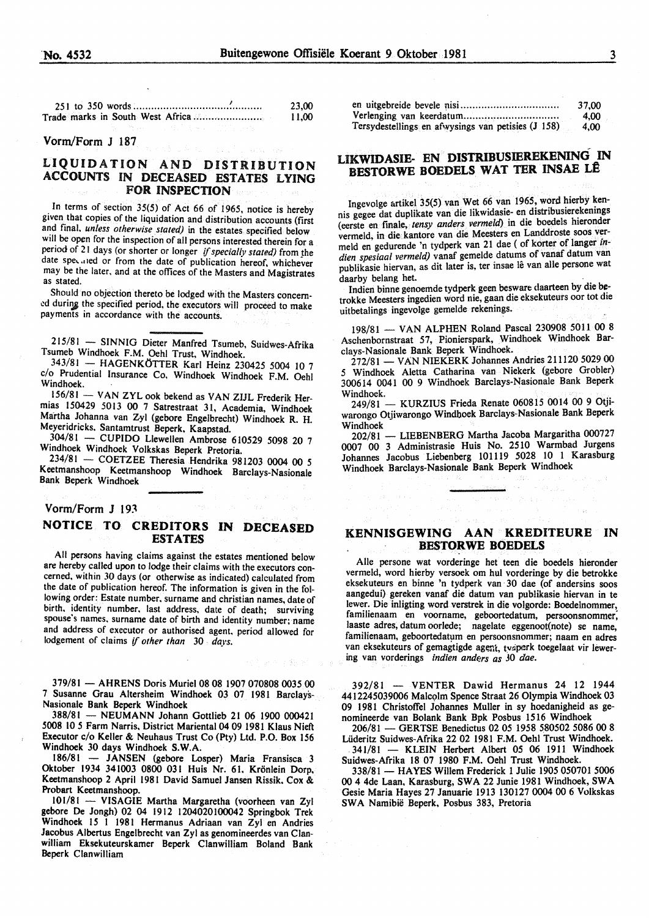| | |
|---|---|
| 251 to 350 words | 23,00 |
| Trade marks in South West Africa | 11,00 |

Vorm/Form J 187

## LIQUIDATION AND DISTRIBUTION ACCOUNTS IN DECEASED ESTATES LYING FOR INSPECTION

In terms of section 35(5) of Act 66 of 1965, notice is hereby given that copies of the liquidation and distribution accounts (first and final, *unless otherwise stated)* in the estates specified below will be open for the inspection of all persons interested therein for a period of 21 days (or shorter or longer *if specially stated)* from the date specified or from the date of publication hereof, whichever may be the later, and at the offices of the Masters and Magistrates as stated.

Should no objection thereto be lodged with the Masters concerned during the specified period, the executors will proceed to make payments in accordance with the accounts.

215/81 — SINNIG Dieter Manfred Tsumeb, Suidwes-Afrika Tsumeb Windhoek F.M. Oehl Trust, Windhoek.

343/81 — HAGENKÖTTER Karl Heinz 230425 5004 10 7 c/o Prudential Insurance Co, Windhoek Windhoek F.M. Oehl Windhoek.

156/81 — VAN ZYL ook bekend as VAN ZIJL Frederik Hermias 150429 5013 00 7 Satrestraat 31, Academia, Windhoek Martha Johanna van Zyl (gebore Engelbrecht) Windhoek R. H. Meyeridricks. Santamtrust Beperk, Kaapstad.

304/81 — CUPIDO Llewellen Ambrose 610529 5098 20 7 Windhoek Windhoek Volkskas Beperk Pretoria.

234/81 — COETZEE Theresia Hendrika 981203 0004 00 5 Keetmanshoop Keetmanshoop Windhoek Barclays-Nasionale Bank Beperk Windhoek

Vorm/Form J 193

## NOTICE TO CREDITORS IN DECEASED ESTATES

All persons having claims against the estates mentioned below are hereby called upon to lodge their claims with the executors concerned, within 30 days (or otherwise as indicated) calculated from the date of publication hereof. The information is given in the following order: Estate number, surname and christian names, date of birth, identity number, last address, date of death; surviving spouse's names, surname date of birth and identity number; name and address of executor or authorised agent, period allowed for lodgement of claims *if other than 30 days.*

379/81 — AHRENS Doris Muriel 08 08 1907 070808 0035 00 7 Susanne Grau Altersheim Windhoek 03 07 1981 Barclays-Nasionale Bank Beperk Windhoek

388/81 — NEUMANN Johann Gottlieb 21 06 1900 000421 5008 10 5 Farm Narris, District Mariental 04 09 1981 Klaus Nieft Executor c/o Keller & Neuhaus Trust Co (Pty) Ltd. P.O. Box 156 Windhoek 30 days Windhoek S.W.A.

186/81 — JANSEN (gebore Losper) Maria Fransisca 3 Oktober 1934 341003 0800 031 Huis Nr. 61, Krönlein Dorp, Keetmanshoop 2 April 1981 David Samuel Jansen Rissik, Cox & Probart Keetmanshoop.

101/81 — VISAGIE Martha Margaretha (voorheen van Zyl gebore De Jongh) 02 04 1912 1204020100042 Springbok Trek Windhoek 15 1 1981 Hermanus Adriaan van Zyl en Andries Jacobus Albertus Engelbrecht van Zyl as genomineerdes van Clanwilliam Eksekuteurskamer Beperk Clanwilliam Boland Bank Beperk Clanwilliam

| | |
|---|---|
| en uitgebreide bevele nisi | 37,00 |
| Verlenging van keerdatum | 4,00 |
| Tersydestellings en afwysings van petisies (J 158) | 4,00 |

## LIKWIDASIE- EN DISTRIBUSIEREKENING IN BESTORWE BOEDELS WAT TER INSAE LÊ

Ingevolge artikel 35(5) van Wet 66 van 1965, word hierby kennis gegee dat duplikate van die likwidasie- en distribusierekenings (eerste en finale, *tensy anders vermeld)* in die boedels hieronder vermeld, in die kantore van die Meesters en Landdroste soos vermeld en gedurende 'n tydperk van 21 dae ( of korter of langer *indien spesiaal vermeld)* vanaf gemelde datums of vanaf datum van publikasie hiervan, as dit later is, ter insae lê van alle persone wat daarby belang het.

Indien binne genoemde tydperk geen besware daarteen by die betrokke Meesters ingedien word nie, gaan die eksekuteurs oor tot die uitbetalings ingevolge gemelde rekenings.

198/81 — VAN ALPHEN Roland Pascal 230908 5011 00 8 Aschenbornstraat 57, Pionierspark, Windhoek Windhoek Barclays-Nasionale Bank Beperk Windhoek.

272/81 — VAN NIEKERK Johannes Andries 211120 5029 00 5 Windhoek Aletta Catharina van Niekerk (gebore Grobler) 300614 0041 00 9 Windhoek Barclays-Nasionale Bank Beperk Windhoek.

249/81 — KURZIUS Frieda Renate 060815 0014 00 9 Otjiwarongo Otjiwarongo Windhoek Barclays-Nasionale Bank Beperk Windhoek

202/81 — LIEBENBERG Martha Jacoba Margaritha 000727 0007 00 3 Administrasie Huis No. 2510 Warmbad Jurgens Johannes Jacobus Liebenberg 101119 5028 10 1 Karasburg Windhoek Barclays-Nasionale Bank Beperk Windhoek

## KENNISGEWING AAN KREDITEURE IN BESTORWE BOEDELS

Alle persone wat vorderinge het teen die boedels hieronder vermeld, word hierby versoek om hul vorderinge by die betrokke eksekuteurs en binne 'n tydperk van 30 dae (of andersins soos aangedui) gereken vanaf die datum van publikasie hiervan in te lewer. Die inligting word verstrek in die volgorde: Boedelnommer, familienaam en voorname, geboortedatum, persoonsnommer, laaste adres, datum oorlede; nagelate eggenoot(note) se name, familienaam, geboortedatum en persoonsnommer; naam en adres van eksekuteurs of gemagtigde agent, tydperk toegelaat vir lewering van vorderings *indien anders as 30 dae.*

392/81 — VENTER Dawid Hermanus 24 12 1944 4412245039006 Malcolm Spence Straat 26 Olympia Windhoek 03 09 1981 Christoffel Johannes Muller in sy hoedanigheid as genomineerde van Bolank Bank Bpk Posbus 1516 Windhoek

206/81 — GERTSE Benedictus 02 05 1958 580502 5086 00 8 Lüderitz Suidwes-Afrika 22 02 1981 F.M. Oehl Trust Windhoek.

341/81 — KLEIN Herbert Albert 05 06 1911 Windhoek Suidwes-Afrika 18 07 1980 F.M. Oehl Trust Windhoek.

338/81 — HAYES Willem Frederick 1 Julie 1905 050701 5006 00 4 4de Laan, Karasburg, SWA 22 Junie 1981 Windhoek, SWA Gesie Maria Hayes 27 Januarie 1913 130127 0004 00 6 Volkskas SWA Namibië Beperk, Posbus 383, Pretoria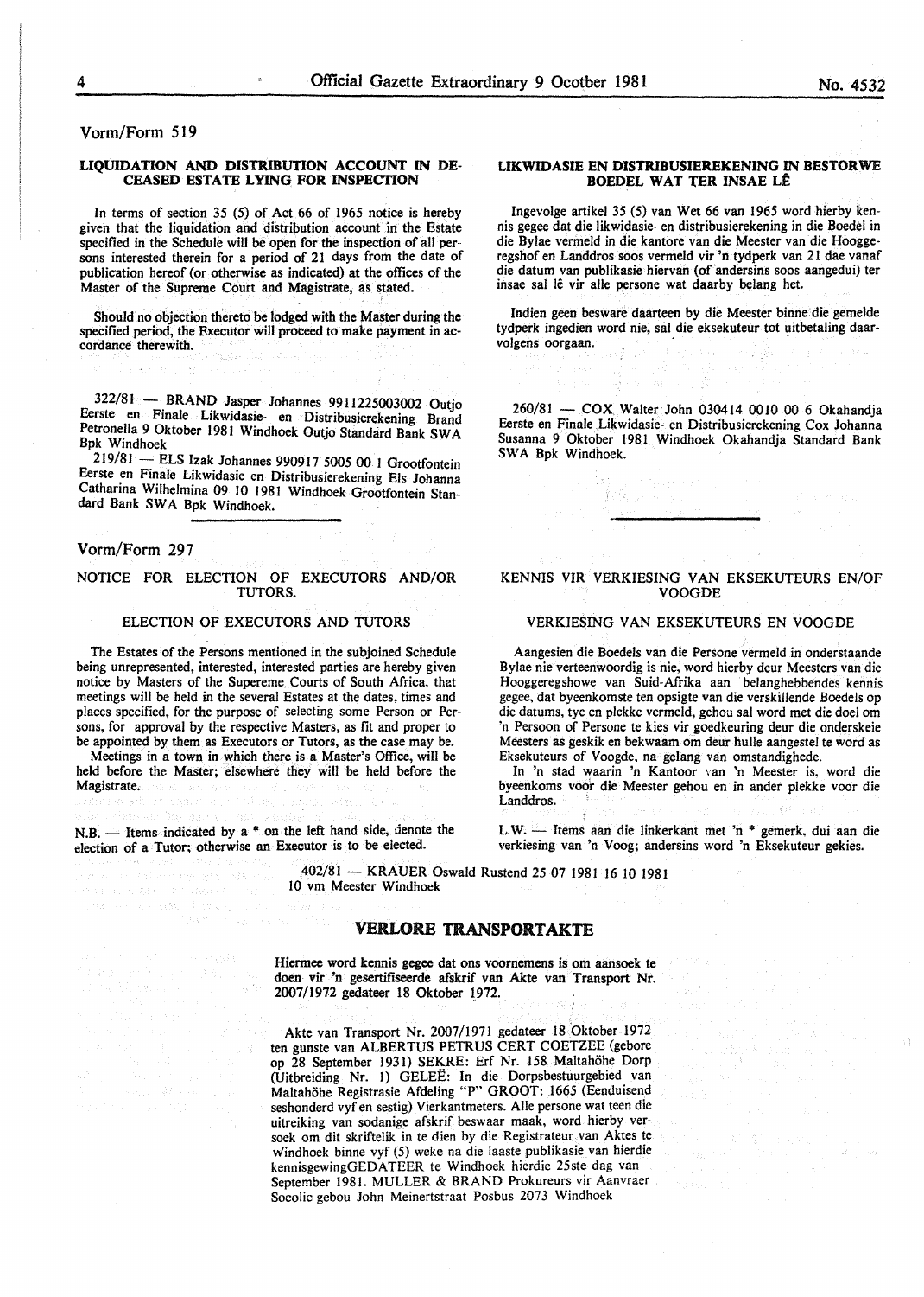Vorm/Form 519

**LIQUIDATION AND DISTRIBUTION ACCOUNT IN DECEASED ESTATE LYING FOR INSPECTION**

In terms of section 35 (5) of Act 66 of 1965 notice is hereby given that the liquidation and distribution account in the Estate specified in the Schedule will be open for the inspection of all persons interested therein for a period of 21 days from the date of publication hereof (or otherwise as indicated) at the offices of the Master of the Supreme Court and Magistrate, as stated.

Should no objection thereto be lodged with the Master during the specified period, the Executor will proceed to make payment in accordance therewith.

**LIKWIDASIE EN DISTRIBUSIEREKENING IN BESTORWE BOEDEL WAT TER INSAE LÊ**

Ingevolge artikel 35 (5) van Wet 66 van 1965 word hierby kennis gegee dat die likwidasie- en distribusierekening in die Boedel in die Bylae vermeld in die kantore van die Meester van die Hooggeregshof en Landdros soos vermeld vir 'n tydperk van 21 dae vanaf die datum van publikasie hiervan (of andersins soos aangedui) ter insae sal lê vir alle persone wat daarby belang het.

Indien geen besware daarteen by die Meester binne die gemelde tydperk ingedien word nie, sal die eksekuteur tot uitbetaling daarvolgens oorgaan.

322/81 — BRAND Jasper Johannes 9911225003002 Outjo Eerste en Finale Likwidasie- en Distribusierekening Brand Petronella 9 Oktober 1981 Windhoek Outjo Standard Bank SWA Bpk Windhoek

219/81 — ELS Izak Johannes 990917 5005 00 1 Grootfontein Eerste en Finale Likwidasie en Distribusierekening Els Johanna Catharina Wilhelmina 09 10 1981 Windhoek Grootfontein Standard Bank SWA Bpk Windhoek.

260/81 — COX Walter John 030414 0010 00 6 Okahandja Eerste en Finale Likwidasie- en Distribusierekening Cox Johanna Susanna 9 Oktober 1981 Windhoek Okahandja Standard Bank SWA Bpk Windhoek.

Vorm/Form 297

NOTICE FOR ELECTION OF EXECUTORS AND/OR TUTORS.

ELECTION OF EXECUTORS AND TUTORS

The Estates of the Persons mentioned in the subjoined Schedule being unrepresented, interested, interested parties are hereby given notice by Masters of the Supereme Courts of South Africa, that meetings will be held in the several Estates at the dates, times and places specified, for the purpose of selecting some Person or Persons, for approval by the respective Masters, as fit and proper to be appointed by them as Executors or Tutors, as the case may be.

Meetings in a town in which there is a Master's Office, will be held before the Master; elsewhere they will be held before the Magistrate.

N.B. — Items indicated by a * on the left hand side, denote the election of a Tutor; otherwise an Executor is to be elected.

KENNIS VIR VERKIESING VAN EKSEKUTEURS EN/OF VOOGDE

VERKIESING VAN EKSEKUTEURS EN VOOGDE

Aangesien die Boedels van die Persone vermeld in onderstaande Bylae nie verteenwoordig is nie, word hierby deur Meesters van die Hooggeregshowe van Suid-Afrika aan belanghebbendes kennis gegee, dat byeenkomste ten opsigte van die verskillende Boedels op die datums, tye en plekke vermeld, gehou sal word met die doel om 'n Persoon of Persone te kies vir goedkeuring deur die onderskeie Meesters as geskik en bekwaam om deur hulle aangestel te word as Eksekuteurs of Voogde, na gelang van omstandighede.

In 'n stad waarin 'n Kantoor van 'n Meester is, word die byeenkoms voor die Meester gehou en in ander plekke voor die Landdros.

L.W. — Items aan die linkerkant met 'n * gemerk, dui aan die verkiesing van 'n Voog; andersins word 'n Eksekuteur gekies.

402/81 — KRAUER Oswald Rustend 25 07 1981 16 10 1981 10 vm Meester Windhoek

## VERLORE TRANSPORTAKTE

**Hiermee word kennis gegee dat ons voornemens is om aansoek te doen vir 'n gesertifiseerde afskrif van Akte van Transport Nr. 2007/1972 gedateer 18 Oktober 1972.**

Akte van Transport Nr. 2007/1971 gedateer 18 Oktober 1972 ten gunste van ALBERTUS PETRUS CERT COETZEE (gebore op 28 September 1931) SEKRE: Erf Nr. 158 Maltahöhe Dorp (Uitbreiding Nr. 1) GELEË: In die Dorpsbestuurgebied van Maltahöhe Registrasie Afdeling "P" GROOT: 1665 (Eenduisend seshonderd vyf en sestig) Vierkantmeters. Alle persone wat teen die uitreiking van sodanige afskrif beswaar maak, word hierby versoek om dit skriftelik in te dien by die Registrateur van Aktes te Windhoek binne vyf (5) weke na die laaste publikasie van hierdie kennisgewingGEDATEER te Windhoek hierdie 25ste dag van September 1981. MULLER & BRAND Prokureurs vir Aanvraer Socolic-gebou John Meinertstraat Posbus 2073 Windhoek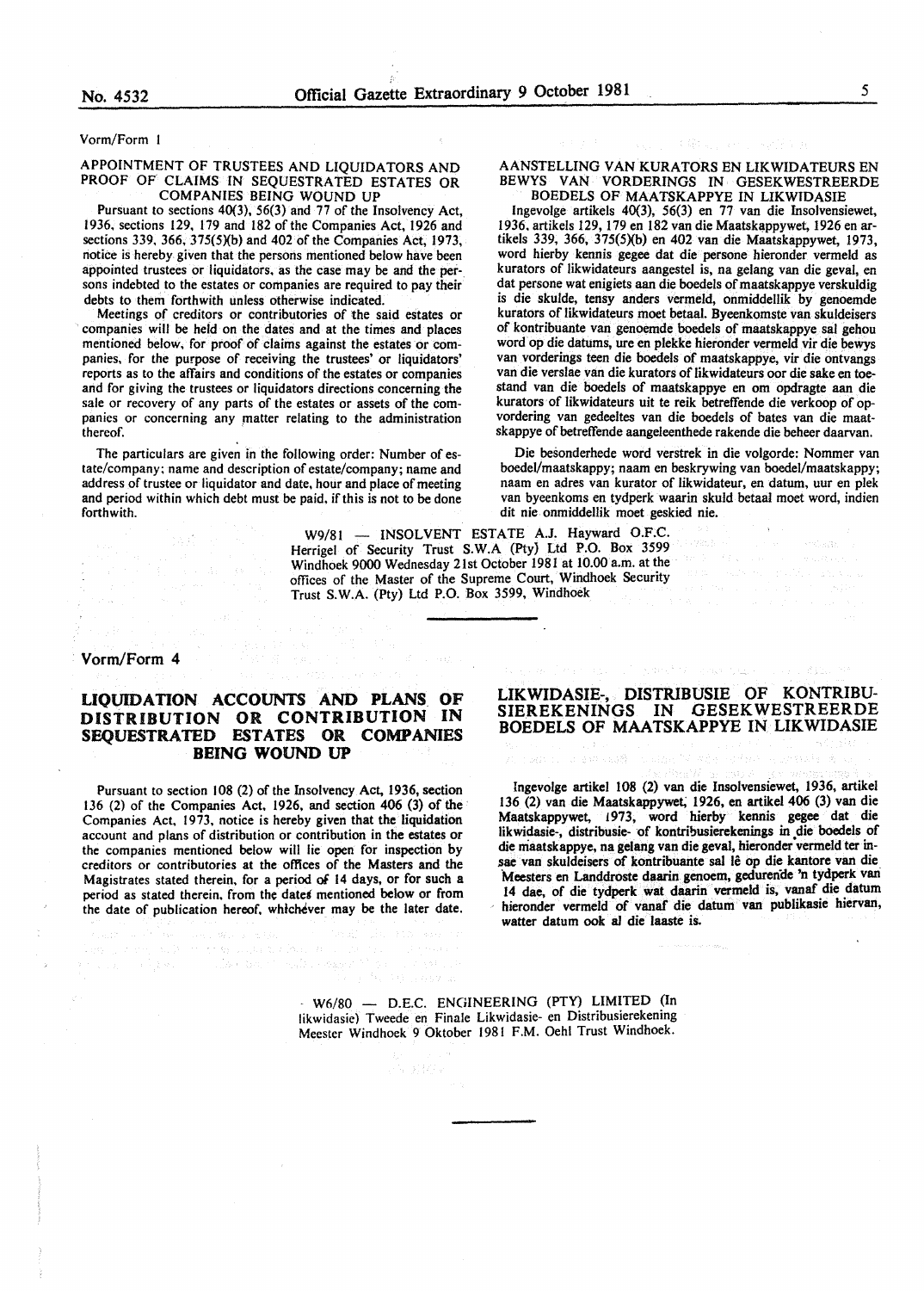Vorm/Form 1

### APPOINTMENT OF TRUSTEES AND LIQUIDATORS AND PROOF OF CLAIMS IN SEQUESTRATED ESTATES OR COMPANIES BEING WOUND UP

Pursuant to sections 40(3), 56(3) and 77 of the Insolvency Act, 1936, sections 129, 179 and 182 of the Companies Act, 1926 and sections 339, 366, 375(5)(b) and 402 of the Companies Act, 1973, notice is hereby given that the persons mentioned below have been appointed trustees or liquidators, as the case may be and the persons indebted to the estates or companies are required to pay their debts to them forthwith unless otherwise indicated.

Meetings of creditors or contributories of the said estates or companies will be held on the dates and at the times and places mentioned below, for proof of claims against the estates or companies, for the purpose of receiving the trustees' or liquidators' reports as to the affairs and conditions of the estates or companies and for giving the trustees or liquidators directions concerning the sale or recovery of any parts of the estates or assets of the companies or concerning any matter relating to the administration thereof.

The particulars are given in the following order: Number of estate/company; name and description of estate/company; name and address of trustee or liquidator and date, hour and place of meeting and period within which debt must be paid, if this is not to be done forthwith.

### AANSTELLING VAN KURATORS EN LIKWIDATEURS EN BEWYS VAN VORDERINGS IN GESEKWESTREERDE BOEDELS OF MAATSKAPPYE IN LIKWIDASIE

Ingevolge artikels 40(3), 56(3) en 77 van die Insolvensiewet, 1936, artikels 129, 179 en 182 van die Maatskappywet, 1926 en artikels 339, 366, 375(5)(b) en 402 van die Maatskappywet, 1973, word hierby kennis gegee dat die persone hieronder vermeld as kurators of likwidateurs aangestel is, na gelang van die geval, en dat persone wat enigiets aan die boedels of maatskappye verskuldig is die skulde, tensy anders vermeld, onmiddellik by genoemde kurators of likwidateurs moet betaal. Byeenkomste van skuldeisers of kontribuante van genoemde boedels of maatskappye sal gehou word op die datums, ure en plekke hieronder vermeld vir die bewys van vorderings teen die boedels of maatskappye, vir die ontvangs van die verslae van die kurators of likwidateurs oor die sake en toestand van die boedels of maatskappye en om opdragte aan die kurators of likwidateurs uit te reik betreffende die verkoop of opvordering van gedeeltes van die boedels of bates van die maatskappye of betreffende aangeleenthede rakende die beheer daarvan.

Die besonderhede word verstrek in die volgorde: Nommer van boedel/maatskappy; naam en beskrywing van boedel/maatskappy; naam en adres van kurator of likwidateur, en datum, uur en plek van byeenkoms en tydperk waarin skuld betaal moet word, indien dit nie onmiddellik moet geskied nie.

W9/81 — INSOLVENT ESTATE A.J. Hayward O.F.C. Herrigel of Security Trust S.W.A (Pty) Ltd P.O. Box 3599 Windhoek 9000 Wednesday 21st October 1981 at 10.00 a.m. at the offices of the Master of the Supreme Court, Windhoek Security Trust S.W.A. (Pty) Ltd P.O. Box 3599, Windhoek

---

Vorm/Form 4

## LIQUIDATION ACCOUNTS AND PLANS OF DISTRIBUTION OR CONTRIBUTION IN SEQUESTRATED ESTATES OR COMPANIES BEING WOUND UP

Pursuant to section 108 (2) of the Insolvency Act, 1936, section 136 (2) of the Companies Act, 1926, and section 406 (3) of the Companies Act, 1973, notice is hereby given that the liquidation account and plans of distribution or contribution in the estates or the companies mentioned below will lie open for inspection by creditors or contributories at the offices of the Masters and the Magistrates stated therein, for a period of 14 days, or for such a period as stated therein, from the dates mentioned below or from the date of publication hereof, whichever may be the later date.

## LIKWIDASIE-, DISTRIBUSIE OF KONTRIBUSIEREKENINGS IN GESEKWESTREERDE BOEDELS OF MAATSKAPPYE IN LIKWIDASIE

Ingevolge artikel 108 (2) van die Insolvensiewet, 1936, artikel 136 (2) van die Maatskappywet, 1926, en artikel 406 (3) van die Maatskappywet, 1973, word hierby kennis gegee dat die likwidasie-, distribusie- of kontribusierekenings in die boedels of die maatskappye, na gelang van die geval, hieronder vermeld ter insae van skuldeisers of kontribuante sal lê op die kantore van die Meesters en Landdroste daarin genoem, gedurende 'n tydperk van 14 dae, of die tydperk wat daarin vermeld is, vanaf die datum hieronder vermeld of vanaf die datum van publikasie hiervan, watter datum ook al die laaste is.

W6/80 — D.E.C. ENGINEERING (PTY) LIMITED (In likwidasie) Tweede en Finale Likwidasie- en Distribusierekening Meester Windhoek 9 Oktober 1981 F.M. Oehl Trust Windhoek.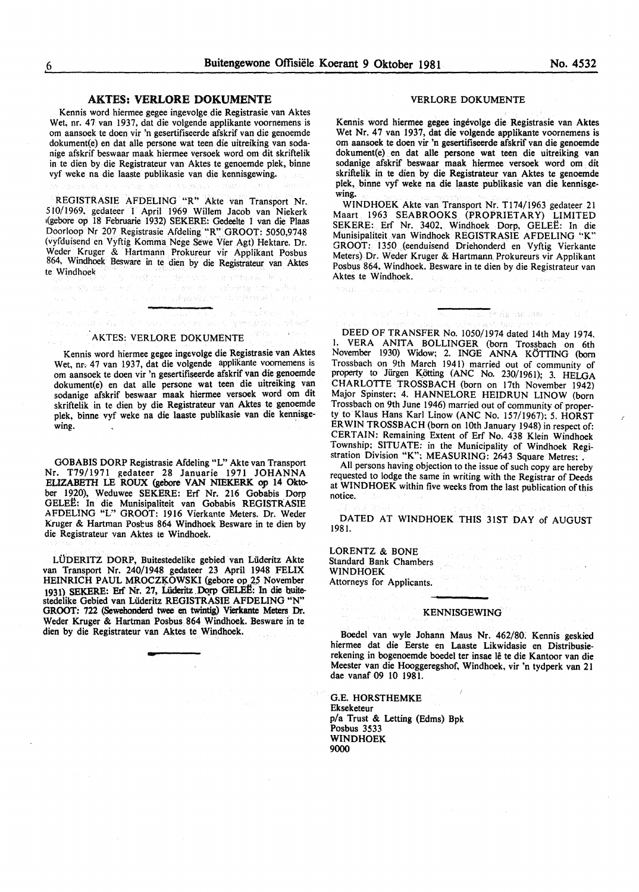## AKTES: VERLORE DOKUMENTE

Kennis word hiermee gegee ingevolge die Registrasie van Aktes Wet, nr. 47 van 1937, dat die volgende applikante voornemens is om aansoek te doen vir 'n gesertifiseerde afskrif van die genoemde dokument(e) en dat alle persone wat teen die uitreiking van sodanige afskrif beswaar maak hiermee versoek word om dit skriftelik in te dien by die Registrateur van Aktes te genoemde plek, binne vyf weke na die laaste publikasie van die kennisgewing.

REGISTRASIE AFDELING "R" Akte van Transport Nr. 510/1969, gedateer 1 April 1969 Willem Jacob van Niekerk (gebore op 18 Februarie 1932) SEKERE: Gedeelte 1 van die Plaas Doorloop Nr 207 Registrasie Afdeling "R" GROOT: 5050,9748 (vyfduisend en Vyftig Komma Nege Sewe Vier Agt) Hektare. Dr. Weder Kruger & Hartmann Prokureur vir Applikant Posbus 864, Windhoek Besware in te dien by die Registrateur van Aktes te Windhoek

## AKTES: VERLORE DOKUMENTE

Kennis word hiermee gegee ingevolge die Registrasie van Aktes Wet, nr. 47 van 1937, dat die volgende applikante voornemens is om aansoek te doen vir 'n gesertifiseerde afskrif van die genoemde dokument(e) en dat alle persone wat teen die uitreiking van sodanige afskrif beswaar maak hiermee versoek word om dit skriftelik in te dien by die Registrateur van Aktes te genoemde plek, binne vyf weke na die laaste publikasie van die kennisgewing.

GOBABIS DORP Registrasie Afdeling "L" Akte van Transport Nr. T79/1971 gedateer 28 Januarie 1971 JOHANNA ELIZABETH LE ROUX (gebore VAN NIEKERK op 14 Oktober 1920), Weduwee SEKERE: Erf Nr. 216 Gobabis Dorp GELEË: In die Munisipaliteit van Gobabis REGISTRASIE AFDELING "L" GROOT: 1916 Vierkante Meters. Dr. Weder Kruger & Hartman Posbus 864 Windhoek Besware in te dien by die Registrateur van Aktes te Windhoek.

LÜDERITZ DORP, Buitestedelike gebied van Lüderitz Akte van Transport Nr. 240/1948 gedateer 23 April 1948 FELIX HEINRICH PAUL MROCZKOWSKI (gebore op 25 November 1931) SEKERE: Erf Nr. 27, Lüderitz Dorp GELEË: In die buitestedelike Gebied van Lüderitz REGISTRASIE AFDELING "N" GROOT: 722 (Sewehonderd twee en twintig) Vierkante Meters Dr. Weder Kruger & Hartman Posbus 864 Windhoek. Besware in te dien by die Registrateur van Aktes te Windhoek.

## VERLORE DOKUMENTE

Kennis word hiermee gegee ingevolge die Registrasie van Aktes Wet Nr. 47 van 1937, dat die volgende applikante voornemens is om aansoek te doen vir 'n gesertifiseerde afskrif van die genoemde dokument(e) en dat alle persone wat teen die uitreiking van sodanige afskrif beswaar maak hiermee versoek word om dit skriftelik in te dien by die Registrateur van Aktes te genoemde plek, binne vyf weke na die laaste publikasie van die kennisgewing.

WINDHOEK Akte van Transport Nr. T174/1963 gedateer 21 Maart 1963 SEABROOKS (PROPRIETARY) LIMITED SEKERE: Erf Nr. 3402, Windhoek Dorp, GELEË: In die Munisipaliteit van Windhoek REGISTRASIE AFDELING "K" GROOT: 1350 (eenduisend Driehonderd en Vyftig Vierkante Meters) Dr. Weder Kruger & Hartmann Prokureurs vir Applikant Posbus 864, Windhoek. Besware in te dien by die Registrateur van Aktes te Windhoek.

DEED OF TRANSFER No. 1050/1974 dated 14th May 1974. 1. VERA ANITA BOLLINGER (born Trossbach on 6th November 1930) Widow; 2. INGE ANNA KÖTTING (born Trossbach on 9th March 1941) married out of community of property to Jürgen Kötting (ANC No. 230/1961); 3. HELGA CHARLOTTE TROSSBACH (born on 17th November 1942) Major Spinster; 4. HANNELORE HEIDRUN LINOW (born Trossbach on 9th June 1946) married out of community of property to Klaus Hans Karl Linow (ANC No. 157/1967); 5. HORST ERWIN TROSSBACH (born on 10th January 1948) in respect of: CERTAIN: Remaining Extent of Erf No. 438 Klein Windhoek Township; SITUATE: in the Municipality of Windhoek Registration Division "K"; MEASURING: 2643 Square Metres: .

All persons having objection to the issue of such copy are hereby requested to lodge the same in writing with the Registrar of Deeds at WINDHOEK within five weeks from the last publication of this notice.

DATED AT WINDHOEK THIS 31ST DAY of AUGUST 1981.

LORENTZ & BONE
Standard Bank Chambers
WINDHOEK
Attorneys for Applicants.

## KENNISGEWING

Boedel van wyle Johann Maus Nr. 462/80. Kennis geskied hiermee dat die Eerste en Laaste Likwidasie en Distribusierekening in bogenoemde boedel ter insae lê te die Kantoor van die Meester van die Hooggeregshof, Windhoek, vir 'n tydperk van 21 dae vanaf 09 10 1981.

G.E. HORSTHEMKE
Eksekuteur
p/a Trust & Letting (Edms) Bpk
Posbus 3533
WINDHOEK
9000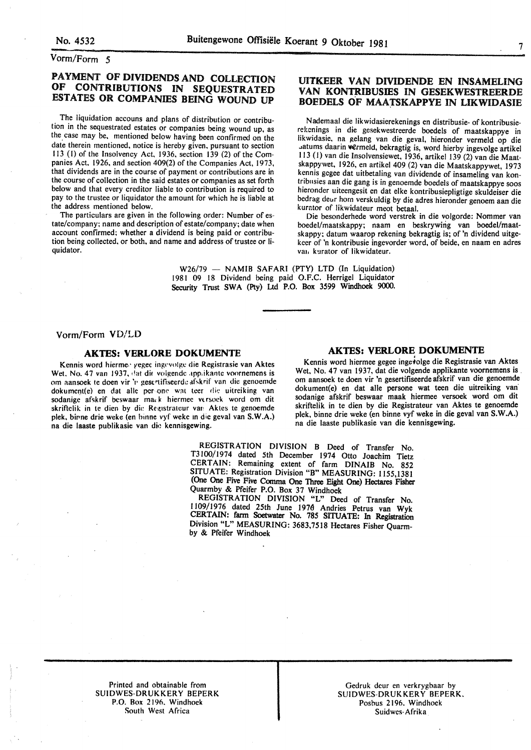Vorm/Form 5

## PAYMENT OF DIVIDENDS AND COLLECTION OF CONTRIBUTIONS IN SEQUESTRATED ESTATES OR COMPANIES BEING WOUND UP

The liquidation accouns and plans of distribution or contribution in the sequestrated estates or companies being wound up, as the case may be, mentioned below having been confirmed on the date therein mentioned, notice is hereby given, pursuant to section 113 (1) of the Insolvency Act, 1936, section 139 (2) of the Companies Act, 1926, and section 409(2) of the Companies Act, 1973, that dividends are in the course of payment or contributions are in the course of collection in the said estates or companies as set forth below and that every creditor liable to contribution is required to pay to the trustee or liquidator the amount for which he is liable at the address mentioned below.

The particulars are given in the following order: Number of estate/company; name and description of estate/company; date when account confirmed; whether a dividend is being paid or contribution being collected, or both, and name and address of trustee or liquidator.

## UITKEER VAN DIVIDENDE EN INSAMELING VAN KONTRIBUSIES IN GESEKWESTREERDE BOEDELS OF MAATSKAPPYE IN LIKWIDASIE

Nademaal die likwidasierekenings en distribusie- of kontribusierekenings in die gesekwestreerde boedels of maatskappye in likwidasie, na gelang van die geval, hieronder vermeld op die datums daarin vermeld, bekragtig is, word hierby ingevolge artikel 113 (1) van die Insolvensiewet, 1936, artikel 139 (2) van die Maatskappywet, 1926, en artikel 409 (2) van die Maatskappywet, 1973 kennis gegee dat uitbetaling van dividende of insameling van kontribusies aan die gang is in genoemde boedels of maatskappye soos hieronder uiteengesit en dat elke kontribusiepligtige skuldeiser die bedrag deur hom verskuldig by die adres hieronder genoem aan die kurator of likwidateur moet betaal.

Die besonderhede word verstrek in die volgorde: Nommer van boedel/maatskappy; naam en beskrywing van boedel/maatskappy; datum waarop rekening bekragtig is; of 'n dividend uitgekeer of 'n kontribusie ingevorder word, of beide, en naam en adres van kurator of likwidateur.

W26/79 — NAMIB SAFARI (PTY) LTD (In Liquidation) 1981 09 18 Dividend being paid O.F.C. Herrigel Liquidator Security Trust SWA (Pty) Ltd P.O. Box 3599 Windhoek 9000.

---

Vorm/Form VD/LD

## AKTES: VERLORE DOKUMENTE

Kennis word hiermee gegee ingevolge die Registrasie van Aktes Wet, No. 47 van 1937, dat die volgende applikante voornemens is om aansoek te doen vir 'n gesertifiseerde afskrif van die genoemde dokument(e) en dat alle persone wat teen die uitreiking van sodanige afskrif beswaar maak hiermee versoek word om dit skriftelik in te dien by die Registrateur van Aktes te genoemde plek, binne drie weke (en binne vyf weke in die geval van S.W.A.) na die laaste publikasie van die kennisgewing.

## AKTES: VERLORE DOKUMENTE

Kennis word hiermee gegee ingevolge die Registrasie van Aktes Wet, No. 47 van 1937, dat die volgende applikante voornemens is om aansoek te doen vir 'n gesertifiseerde afskrif van die genoemde dokument(e) en dat alle persone wat teen die uitreiking van sodanige afskrif beswaar maak hiermee versoek word om dit skriftelik in te dien by die Registrateur van Aktes te genoemde plek, binne drie weke (en binne vyf weke in die geval van S.W.A.) na die laaste publikasie van die kennisgewing.

REGISTRATION DIVISION B Deed of Transfer No. T3100/1974 dated 5th December 1974 Otto Joachim Tietz CERTAIN: Remaining extent of farm DINAIB No. 852 SITUATE: Registration Division "B" MEASURING: 1155,1381 (One One Five Five Comma One Three Eight One) Hectares Fisher Quarmby & Pfeifer P.O. Box 37 Windhoek

REGISTRATION DIVISION "L" Deed of Transfer No. 1109/1976 dated 25th June 1976 Andries Petrus van Wyk CERTAIN: farm Soetwater No. 785 SITUATE: In Registration Division "L" MEASURING: 3683,7518 Hectares Fisher Quarmby & Pfeifer Windhoek

---

Printed and obtainable from
SUIDWES-DRUKKERY BEPERK
P.O. Box 2196, Windhoek
South West Africa

Gedruk deur en verkrygbaar by
SUIDWES-DRUKKERY BEPERK,
Posbus 2196, Windhoek
Suidwes-Afrika